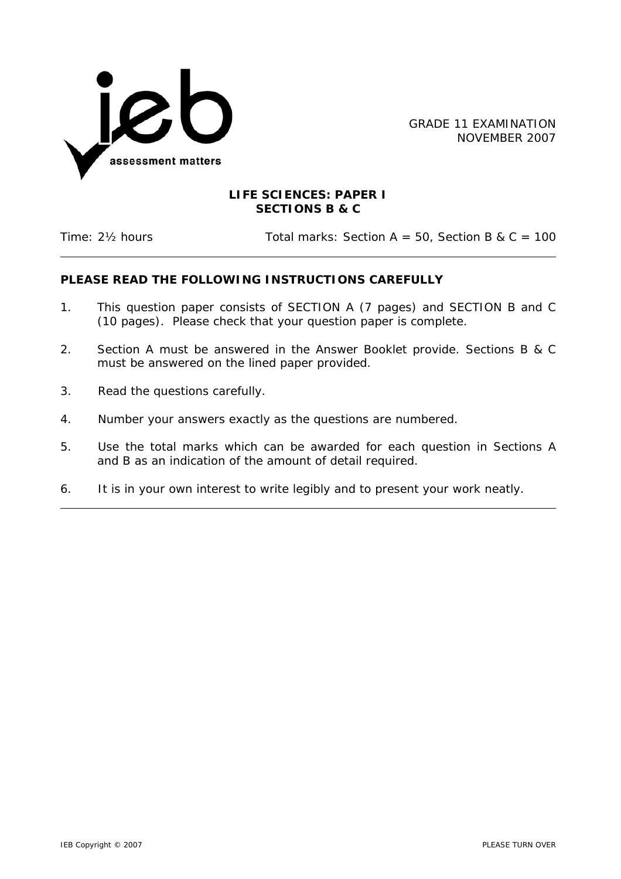GRADE 11 EXAMINATION
NOVEMBER 2007

**LIFE SCIENCES: PAPER I**
**SECTIONS B & C**

Time: 2½ hours Total marks: Section A = 50, Section B & C = 100

---

**PLEASE READ THE FOLLOWING INSTRUCTIONS CAREFULLY**

1. This question paper consists of SECTION A (7 pages) and SECTION B and C (10 pages). Please check that your question paper is complete.
2. Section A must be answered in the Answer Booklet provide. Sections B & C must be answered on the lined paper provided.
3. Read the questions carefully.
4. Number your answers exactly as the questions are numbered.
5. Use the total marks which can be awarded for each question in Sections A and B as an indication of the amount of detail required.
6. It is in your own interest to write legibly and to present your work neatly.

---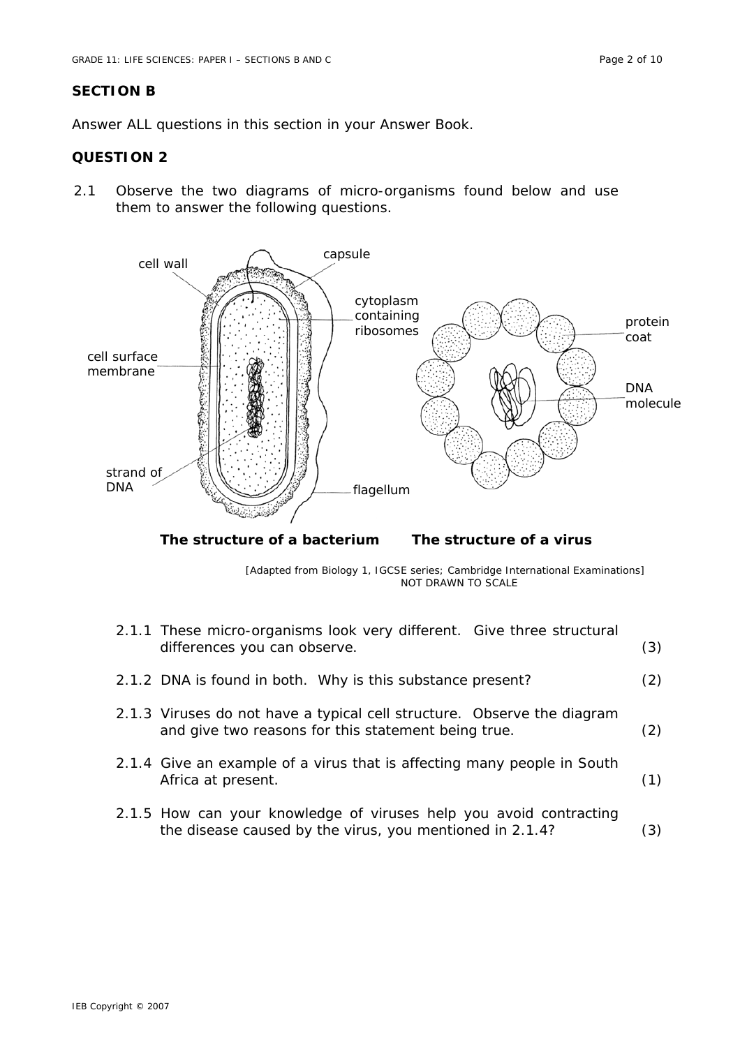## SECTION B

Answer ALL questions in this section in your Answer Book.

### QUESTION 2

2.1 Observe the two diagrams of micro-organisms found below and use them to answer the following questions.

**The structure of a bacterium** **The structure of a virus**

[Adapted from Biology 1, IGCSE series; Cambridge International Examinations]
NOT DRAWN TO SCALE

2.1.1 These micro-organisms look very different. Give three structural differences you can observe. (3)

2.1.2 DNA is found in both. Why is this substance present? (2)

2.1.3 Viruses do not have a typical cell structure. Observe the diagram and give two reasons for this statement being true. (2)

2.1.4 Give an example of a virus that is affecting many people in South Africa at present. (1)

2.1.5 How can your knowledge of viruses help you avoid contracting the disease caused by the virus, you mentioned in 2.1.4? (3)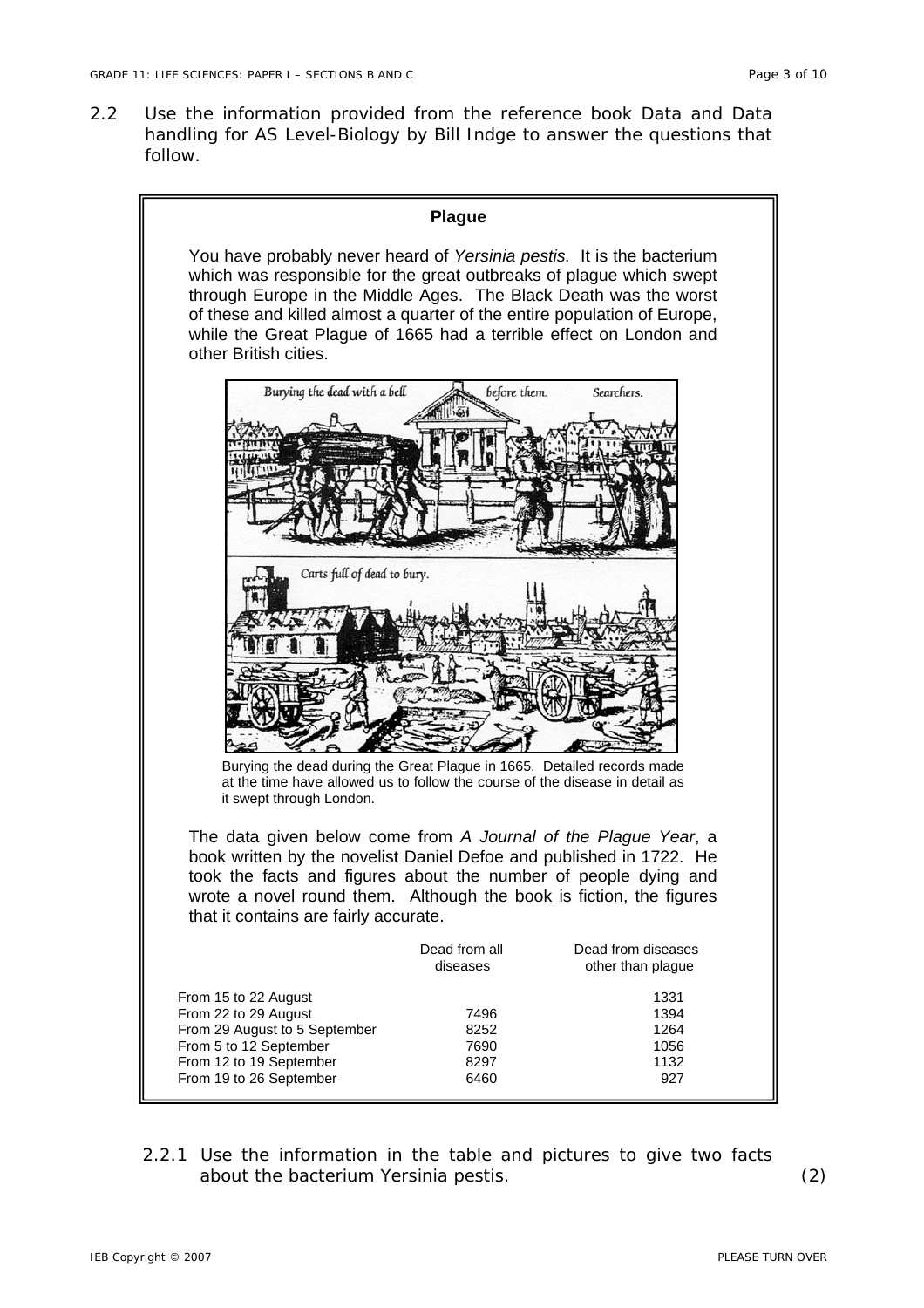2.2 Use the information provided from the reference book Data and Data handling for AS Level-Biology by Bill Indge to answer the questions that follow.

## Plague

You have probably never heard of *Yersinia pestis.* It is the bacterium which was responsible for the great outbreaks of plague which swept through Europe in the Middle Ages. The Black Death was the worst of these and killed almost a quarter of the entire population of Europe, while the Great Plague of 1665 had a terrible effect on London and other British cities.

Burying the dead during the Great Plague in 1665. Detailed records made at the time have allowed us to follow the course of the disease in detail as it swept through London.

The data given below come from *A Journal of the Plague Year*, a book written by the novelist Daniel Defoe and published in 1722. He took the facts and figures about the number of people dying and wrote a novel round them. Although the book is fiction, the figures that it contains are fairly accurate.

| | Dead from all diseases | Dead from diseases other than plague |
|---|---|---|
| From 15 to 22 August | | 1331 |
| From 22 to 29 August | 7496 | 1394 |
| From 29 August to 5 September | 8252 | 1264 |
| From 5 to 12 September | 7690 | 1056 |
| From 12 to 19 September | 8297 | 1132 |
| From 19 to 26 September | 6460 | 927 |

2.2.1 Use the information in the table and pictures to give two facts about the bacterium Yersinia pestis. (2)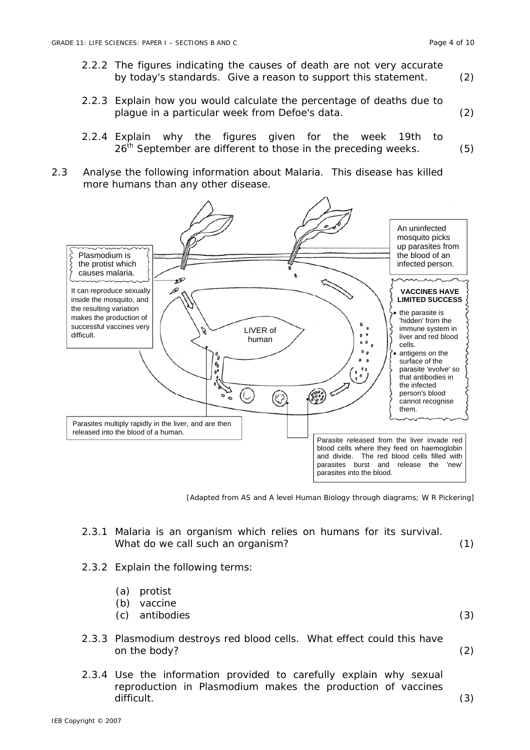2.2.2 The figures indicating the causes of death are not very accurate by today's standards. Give a reason to support this statement. (2)

2.2.3 Explain how you would calculate the percentage of deaths due to plague in a particular week from Defoe's data. (2)

2.2.4 Explain why the figures given for the week 19th to 26th September are different to those in the preceding weeks. (5)

2.3 Analyse the following information about Malaria. This disease has killed more humans than any other disease.

Plasmodium is the protist which causes malaria.

It can reproduce sexually inside the mosquito, and the resulting variation makes the production of successful vaccines very difficult.

An uninfected mosquito picks up parasites from the blood of an infected person.

LIVER of human

**VACCINES HAVE LIMITED SUCCESS**

- the parasite is 'hidden' from the immune system in liver and red blood cells.
- antigens on the surface of the parasite 'evolve' so that antibodies in the infected person's blood cannot recognise them.

Parasites multiply rapidly in the liver, and are then released into the blood of a human.

Parasite released from the liver invade red blood cells where they feed on haemoglobin and divide. The red blood cells filled with parasites burst and release the 'new' parasites into the blood.

[Adapted from AS and A level Human Biology through diagrams; W R Pickering]

2.3.1 Malaria is an organism which relies on humans for its survival. What do we call such an organism? (1)

2.3.2 Explain the following terms:

(a) protist
(b) vaccine
(c) antibodies (3)

2.3.3 Plasmodium destroys red blood cells. What effect could this have on the body? (2)

2.3.4 Use the information provided to carefully explain why sexual reproduction in Plasmodium makes the production of vaccines difficult. (3)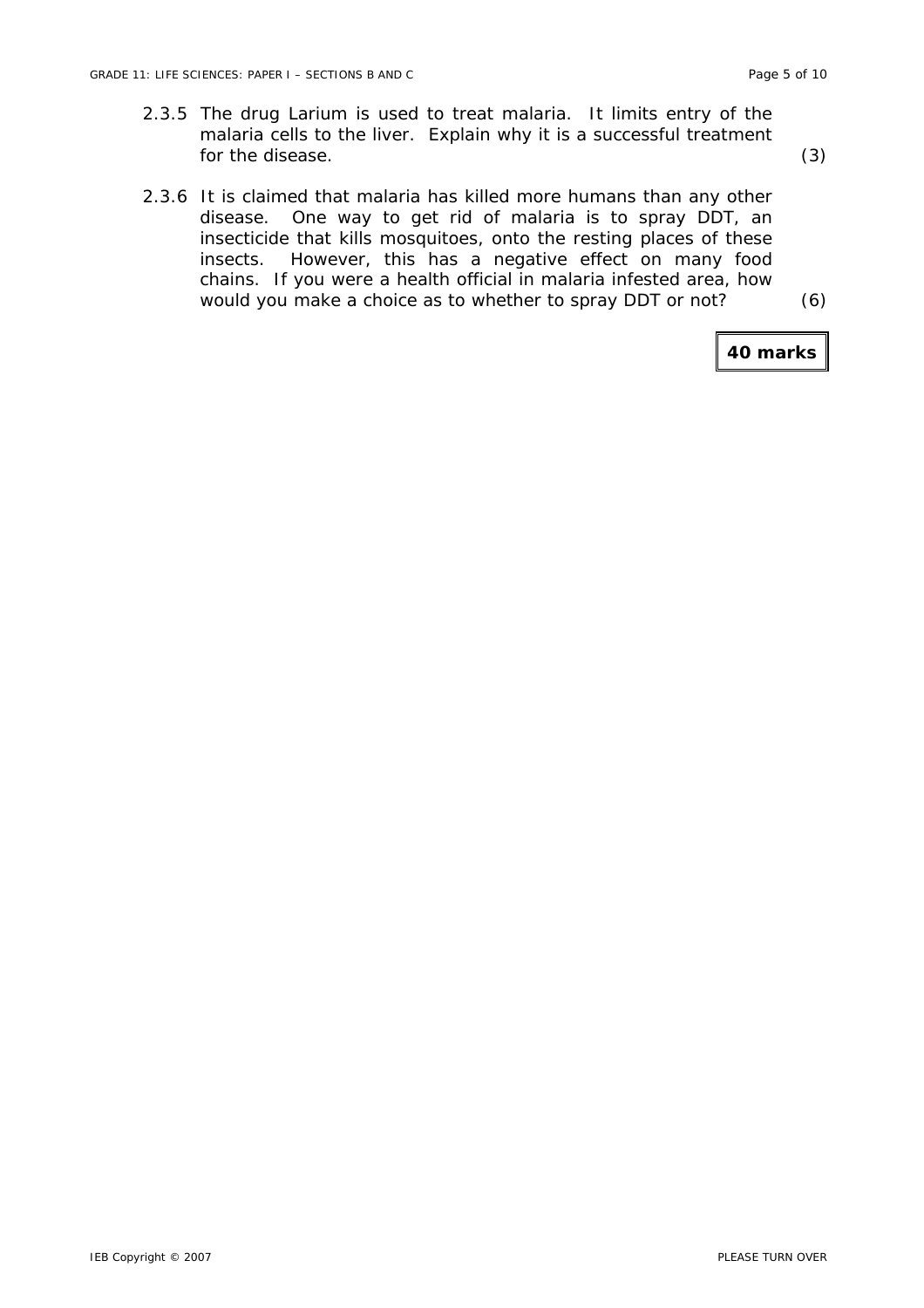2.3.5 The drug Larium is used to treat malaria. It limits entry of the malaria cells to the liver. Explain why it is a successful treatment for the disease. (3)

2.3.6 It is claimed that malaria has killed more humans than any other disease. One way to get rid of malaria is to spray DDT, an insecticide that kills mosquitoes, onto the resting places of these insects. However, this has a negative effect on many food chains. If you were a health official in malaria infested area, how would you make a choice as to whether to spray DDT or not? (6)

**40 marks**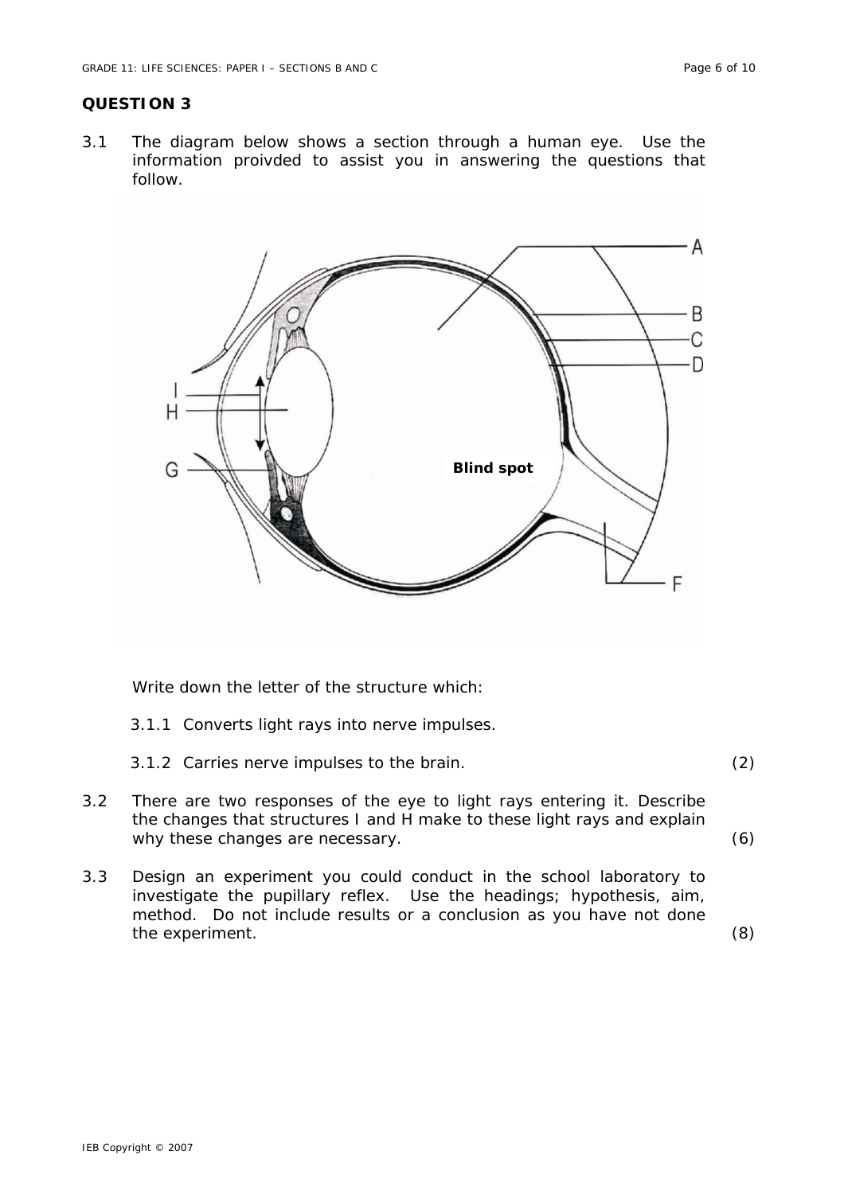## QUESTION 3

3.1 The diagram below shows a section through a human eye. Use the information proivded to assist you in answering the questions that follow.

Write down the letter of the structure which:

3.1.1 Converts light rays into nerve impulses.

3.1.2 Carries nerve impulses to the brain. (2)

3.2 There are two responses of the eye to light rays entering it. Describe the changes that structures I and H make to these light rays and explain why these changes are necessary. (6)

3.3 Design an experiment you could conduct in the school laboratory to investigate the pupillary reflex. Use the headings; hypothesis, aim, method. Do not include results or a conclusion as you have not done the experiment. (8)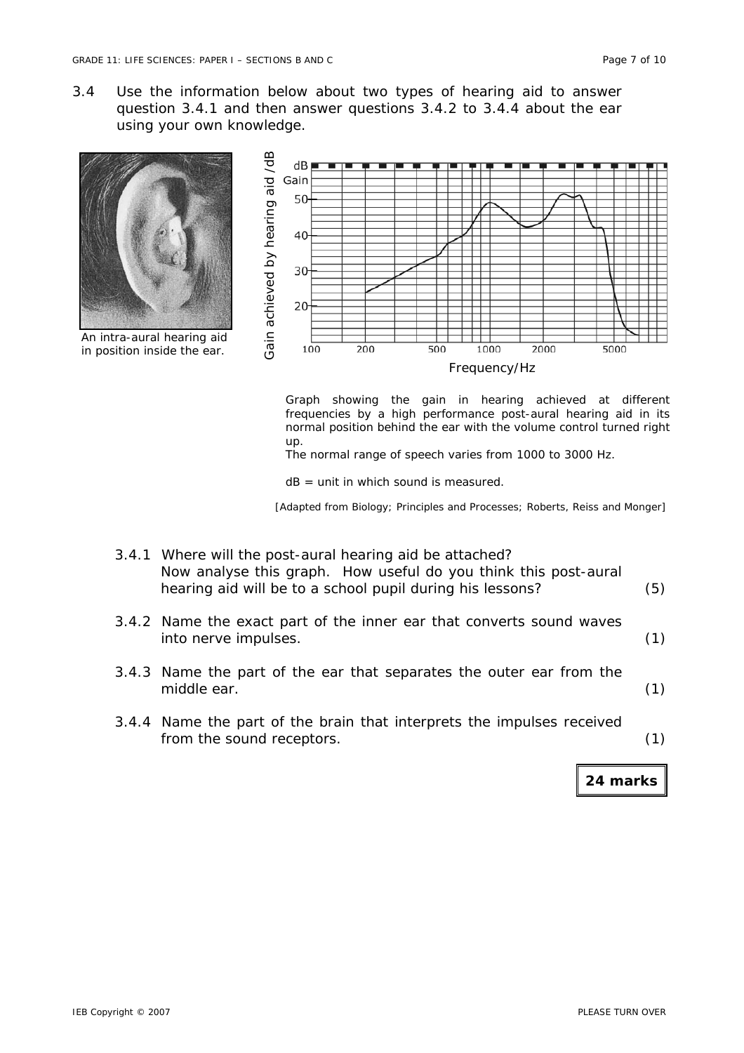3.4 Use the information below about two types of hearing aid to answer question 3.4.1 and then answer questions 3.4.2 to 3.4.4 about the ear using your own knowledge.

An intra-aural hearing aid in position inside the ear.

Graph showing the gain in hearing achieved at different frequencies by a high performance post-aural hearing aid in its normal position behind the ear with the volume control turned right up.

The normal range of speech varies from 1000 to 3000 Hz.

dB = unit in which sound is measured.

[Adapted from Biology; Principles and Processes; Roberts, Reiss and Monger]

3.4.1 Where will the post-aural hearing aid be attached?
Now analyse this graph. How useful do you think this post-aural hearing aid will be to a school pupil during his lessons? (5)

3.4.2 Name the exact part of the inner ear that converts sound waves into nerve impulses. (1)

3.4.3 Name the part of the ear that separates the outer ear from the middle ear. (1)

3.4.4 Name the part of the brain that interprets the impulses received from the sound receptors. (1)

**24 marks**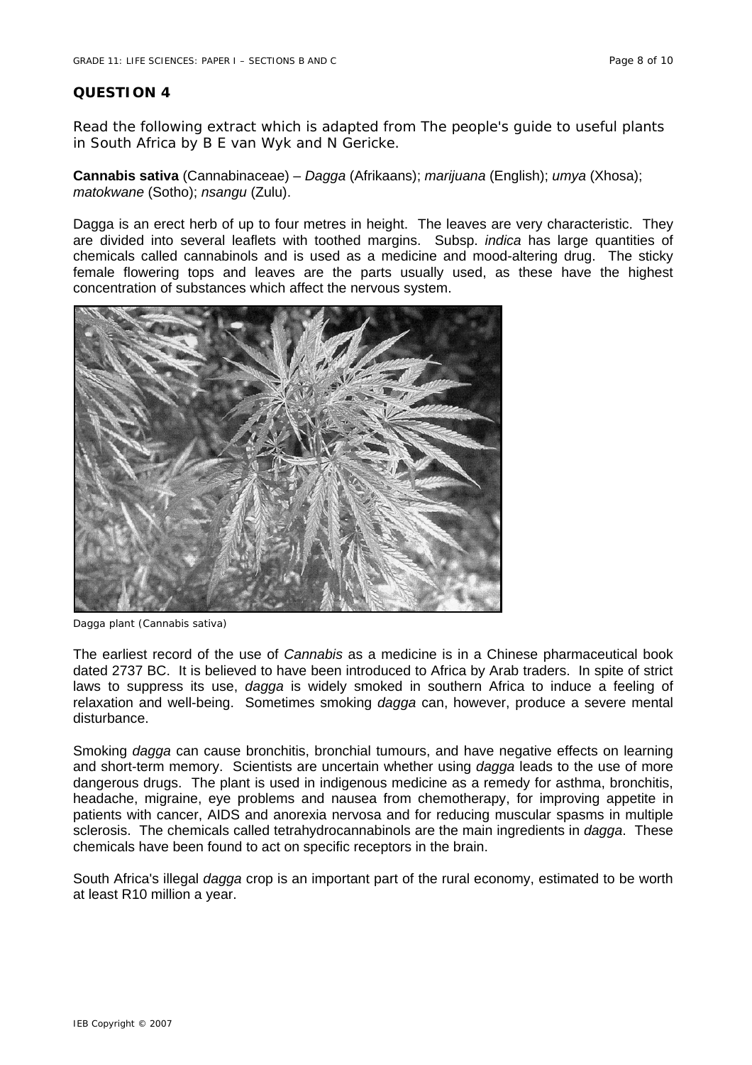## QUESTION 4

Read the following extract which is adapted from The people's guide to useful plants in South Africa by B E van Wyk and N Gericke.

**Cannabis sativa** (Cannabinaceae) – *Dagga* (Afrikaans); *marijuana* (English); *umya* (Xhosa); *matokwane* (Sotho); *nsangu* (Zulu).

Dagga is an erect herb of up to four metres in height. The leaves are very characteristic. They are divided into several leaflets with toothed margins. Subsp. *indica* has large quantities of chemicals called cannabinols and is used as a medicine and mood-altering drug. The sticky female flowering tops and leaves are the parts usually used, as these have the highest concentration of substances which affect the nervous system.

Dagga plant (Cannabis sativa)

The earliest record of the use of *Cannabis* as a medicine is in a Chinese pharmaceutical book dated 2737 BC. It is believed to have been introduced to Africa by Arab traders. In spite of strict laws to suppress its use, *dagga* is widely smoked in southern Africa to induce a feeling of relaxation and well-being. Sometimes smoking *dagga* can, however, produce a severe mental disturbance.

Smoking *dagga* can cause bronchitis, bronchial tumours, and have negative effects on learning and short-term memory. Scientists are uncertain whether using *dagga* leads to the use of more dangerous drugs. The plant is used in indigenous medicine as a remedy for asthma, bronchitis, headache, migraine, eye problems and nausea from chemotherapy, for improving appetite in patients with cancer, AIDS and anorexia nervosa and for reducing muscular spasms in multiple sclerosis. The chemicals called tetrahydrocannabinols are the main ingredients in *dagga*. These chemicals have been found to act on specific receptors in the brain.

South Africa's illegal *dagga* crop is an important part of the rural economy, estimated to be worth at least R10 million a year.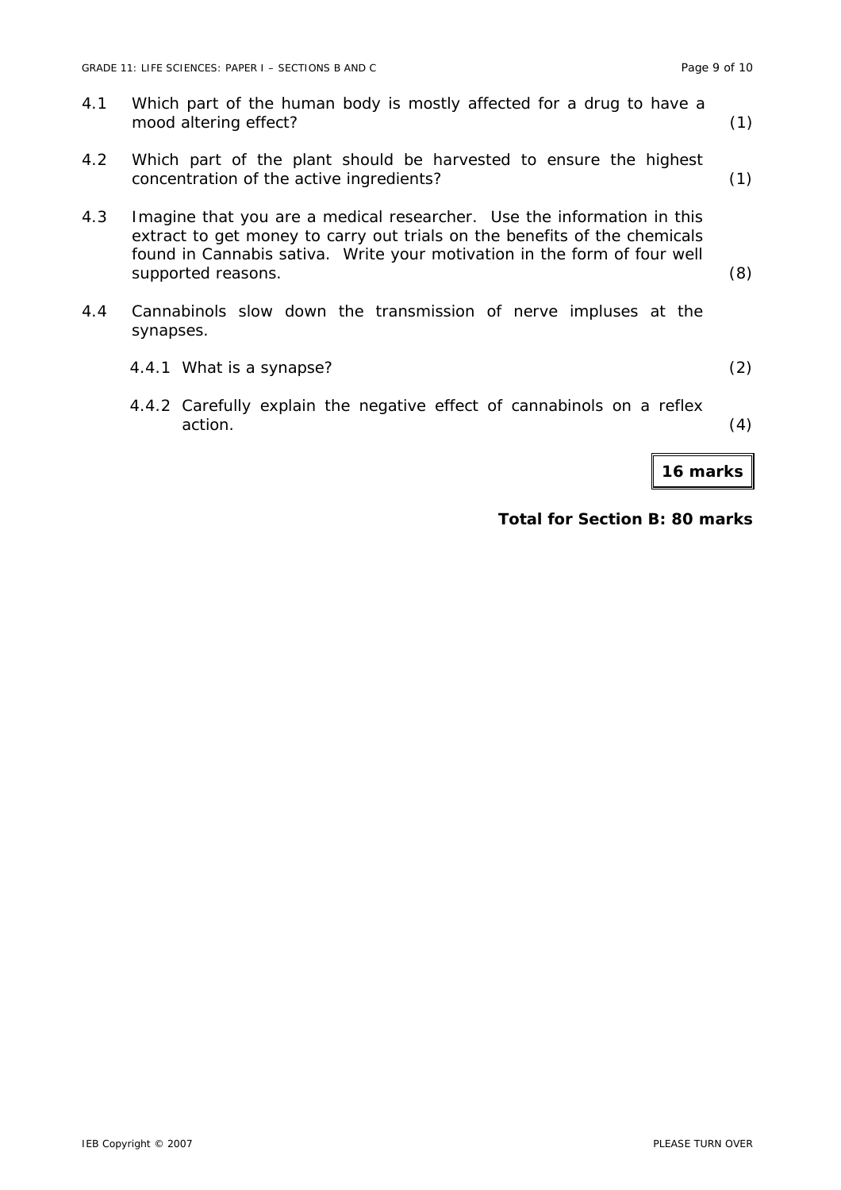4.1 Which part of the human body is mostly affected for a drug to have a mood altering effect? (1)

4.2 Which part of the plant should be harvested to ensure the highest concentration of the active ingredients? (1)

4.3 Imagine that you are a medical researcher. Use the information in this extract to get money to carry out trials on the benefits of the chemicals found in Cannabis sativa. Write your motivation in the form of four well supported reasons. (8)

4.4 Cannabinols slow down the transmission of nerve impluses at the synapses.

4.4.1 What is a synapse? (2)

4.4.2 Carefully explain the negative effect of cannabinols on a reflex action. (4)

**16 marks**

**Total for Section B: 80 marks**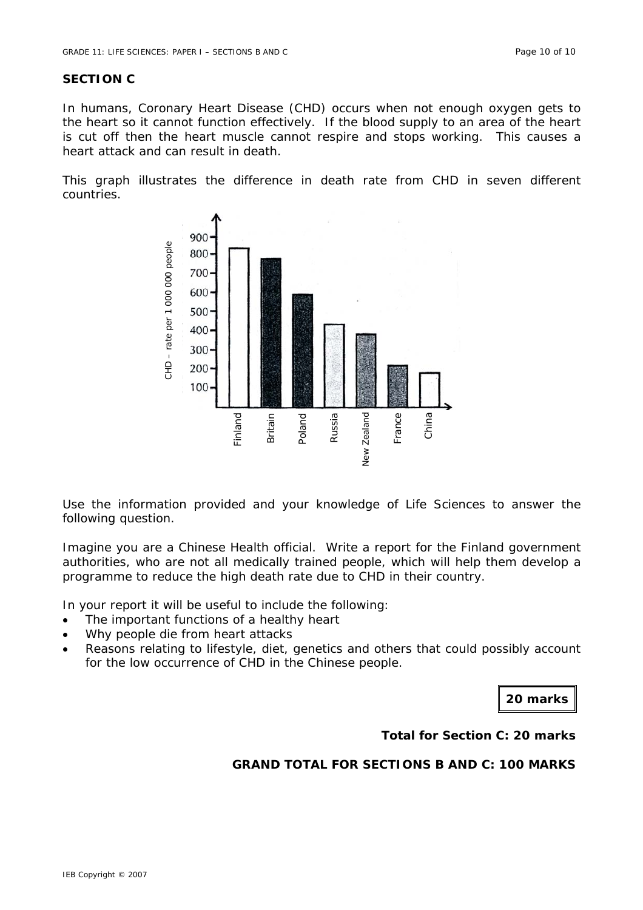## SECTION C

In humans, Coronary Heart Disease (CHD) occurs when not enough oxygen gets to the heart so it cannot function effectively. If the blood supply to an area of the heart is cut off then the heart muscle cannot respire and stops working. This causes a heart attack and can result in death.

This graph illustrates the difference in death rate from CHD in seven different countries.

CHD – rate per 1 000 000 people

900
800
700
600
500
400
300
200
100

Finland
Britain
Poland
Russia
New Zealand
France
China

Use the information provided and your knowledge of Life Sciences to answer the following question.

Imagine you are a Chinese Health official. Write a report for the Finland government authorities, who are not all medically trained people, which will help them develop a programme to reduce the high death rate due to CHD in their country.

In your report it will be useful to include the following:

- The important functions of a healthy heart
- Why people die from heart attacks
- Reasons relating to lifestyle, diet, genetics and others that could possibly account for the low occurrence of CHD in the Chinese people.

**20 marks**

**Total for Section C: 20 marks**

**GRAND TOTAL FOR SECTIONS B AND C: 100 MARKS**